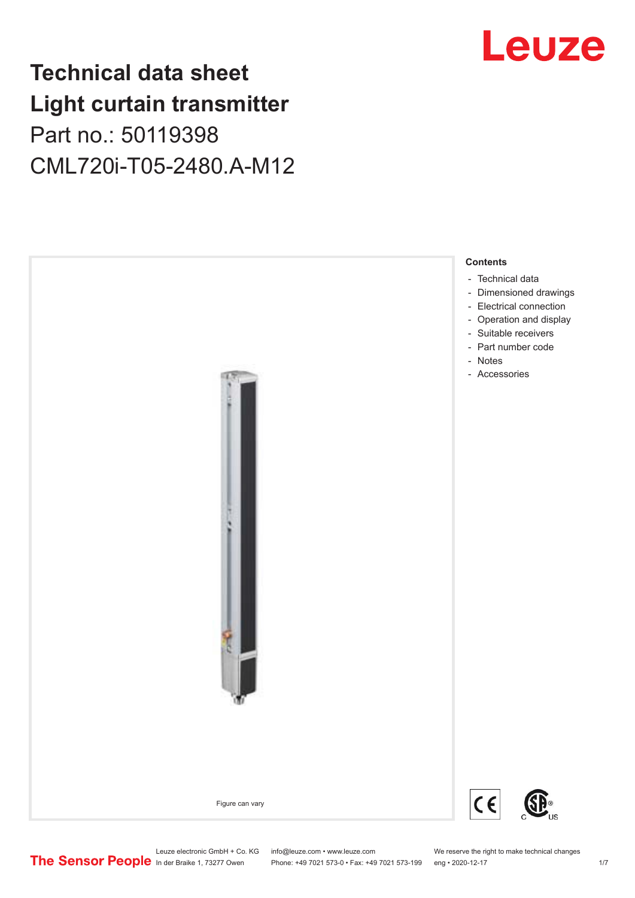# Technical data sheet
# Light curtain transmitter
## Part no.: 50119398
## CML720i-T05-2480.A-M12

Figure can vary

**Contents**

- Technical data
- Dimensioned drawings
- Electrical connection
- Operation and display
- Suitable receivers
- Part number code
- Notes
- Accessories

Leuze electronic GmbH + Co. KG
In der Braike 1, 73277 Owen

info@leuze.com • www.leuze.com
Phone: +49 7021 573-0 • Fax: +49 7021 573-199

We reserve the right to make technical changes
eng • 2020-12-17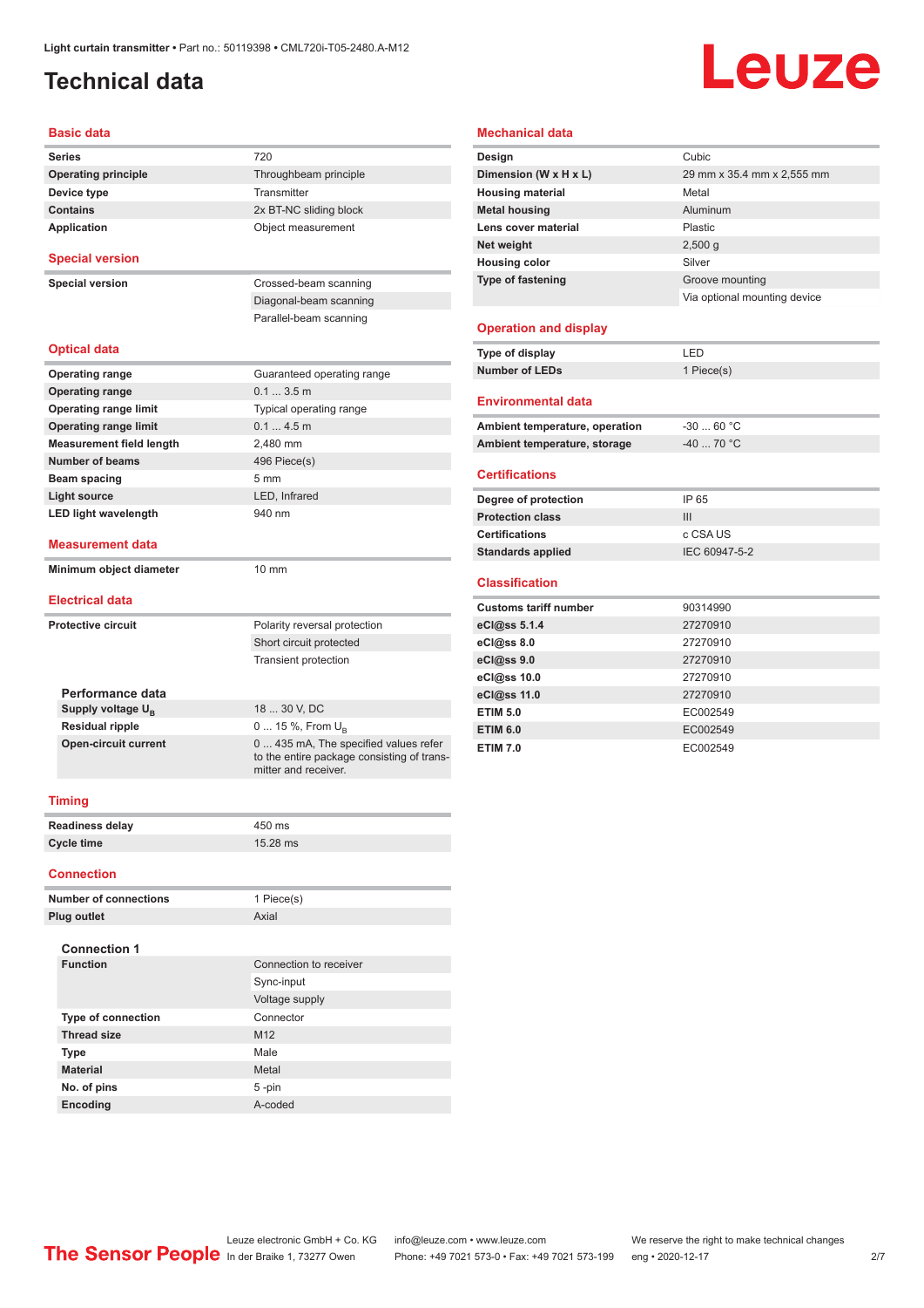Light curtain transmitter • Part no.: 50119398 • CML720i-T05-2480.A-M12

# Technical data

## Basic data

| | |
|---|---|
| **Series** | 720 |
| **Operating principle** | Throughbeam principle |
| **Device type** | Transmitter |
| **Contains** | 2x BT-NC sliding block |
| **Application** | Object measurement |

## Special version

| | |
|---|---|
| **Special version** | Crossed-beam scanning |
| | Diagonal-beam scanning |
| | Parallel-beam scanning |

## Optical data

| | |
|---|---|
| **Operating range** | Guaranteed operating range |
| **Operating range** | 0.1 ... 3.5 m |
| **Operating range limit** | Typical operating range |
| **Operating range limit** | 0.1 ... 4.5 m |
| **Measurement field length** | 2,480 mm |
| **Number of beams** | 496 Piece(s) |
| **Beam spacing** | 5 mm |
| **Light source** | LED, Infrared |
| **LED light wavelength** | 940 nm |

## Measurement data

| | |
|---|---|
| **Minimum object diameter** | 10 mm |

## Electrical data

| | |
|---|---|
| **Protective circuit** | Polarity reversal protection |
| | Short circuit protected |
| | Transient protection |

### Performance data

| | |
|---|---|
| **Supply voltage $U_B$** | 18 ... 30 V, DC |
| **Residual ripple** | 0 ... 15 %, From $U_B$ |
| **Open-circuit current** | 0 ... 435 mA, The specified values refer to the entire package consisting of transmitter and receiver. |

## Timing

| | |
|---|---|
| **Readiness delay** | 450 ms |
| **Cycle time** | 15.28 ms |

## Connection

| | |
|---|---|
| **Number of connections** | 1 Piece(s) |
| **Plug outlet** | Axial |

### Connection 1

| | |
|---|---|
| **Function** | Connection to receiver |
| | Sync-input |
| | Voltage supply |
| **Type of connection** | Connector |
| **Thread size** | M12 |
| **Type** | Male |
| **Material** | Metal |
| **No. of pins** | 5 -pin |
| **Encoding** | A-coded |

## Mechanical data

| | |
|---|---|
| **Design** | Cubic |
| **Dimension (W x H x L)** | 29 mm x 35.4 mm x 2,555 mm |
| **Housing material** | Metal |
| **Metal housing** | Aluminum |
| **Lens cover material** | Plastic |
| **Net weight** | 2,500 g |
| **Housing color** | Silver |
| **Type of fastening** | Groove mounting |
| | Via optional mounting device |

## Operation and display

| | |
|---|---|
| **Type of display** | LED |
| **Number of LEDs** | 1 Piece(s) |

## Environmental data

| | |
|---|---|
| **Ambient temperature, operation** | -30 ... 60 °C |
| **Ambient temperature, storage** | -40 ... 70 °C |

## Certifications

| | |
|---|---|
| **Degree of protection** | IP 65 |
| **Protection class** | III |
| **Certifications** | c CSA US |
| **Standards applied** | IEC 60947-5-2 |

## Classification

| | |
|---|---|
| **Customs tariff number** | 90314990 |
| **eCl@ss 5.1.4** | 27270910 |
| **eCl@ss 8.0** | 27270910 |
| **eCl@ss 9.0** | 27270910 |
| **eCl@ss 10.0** | 27270910 |
| **eCl@ss 11.0** | 27270910 |
| **ETIM 5.0** | EC002549 |
| **ETIM 6.0** | EC002549 |
| **ETIM 7.0** | EC002549 |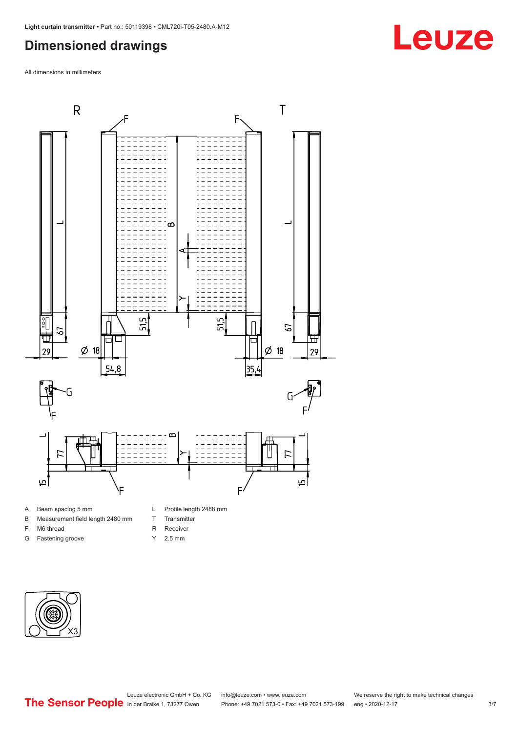## Dimensioned drawings

All dimensions in millimeters

- A Beam spacing 5 mm
- B Measurement field length 2480 mm
- F M6 thread
- G Fastening groove
- L Profile length 2488 mm
- T Transmitter
- R Receiver
- Y 2.5 mm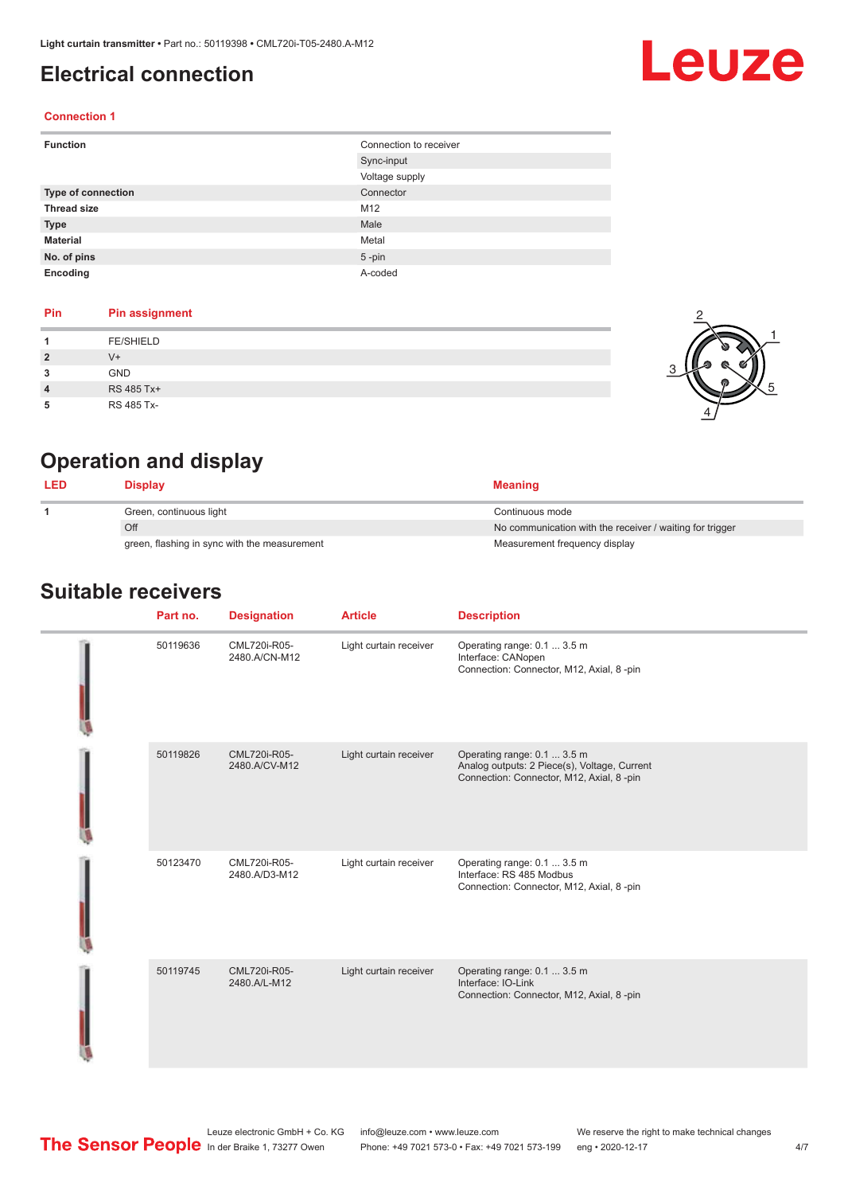# Electrical connection

## Connection 1

| | |
|---|---|
| **Function** | Connection to receiver |
| | Sync-input |
| | Voltage supply |
| **Type of connection** | Connector |
| **Thread size** | M12 |
| **Type** | Male |
| **Material** | Metal |
| **No. of pins** | 5 -pin |
| **Encoding** | A-coded |

| Pin | Pin assignment |
|---|---|
| **1** | FE/SHIELD |
| **2** | V+ |
| **3** | GND |
| **4** | RS 485 Tx+ |
| **5** | RS 485 Tx- |

# Operation and display

| LED | Display | Meaning |
|---|---|---|
| **1** | Green, continuous light | Continuous mode |
| | Off | No communication with the receiver / waiting for trigger |
| | green, flashing in sync with the measurement | Measurement frequency display |

# Suitable receivers

| | Part no. | Designation | Article | Description |
|---|---|---|---|---|
| | 50119636 | CML720i-R05-2480.A/CN-M12 | Light curtain receiver | Operating range: 0.1 ... 3.5 m<br>Interface: CANopen<br>Connection: Connector, M12, Axial, 8 -pin |
| | 50119826 | CML720i-R05-2480.A/CV-M12 | Light curtain receiver | Operating range: 0.1 ... 3.5 m<br>Analog outputs: 2 Piece(s), Voltage, Current<br>Connection: Connector, M12, Axial, 8 -pin |
| | 50123470 | CML720i-R05-2480.A/D3-M12 | Light curtain receiver | Operating range: 0.1 ... 3.5 m<br>Interface: RS 485 Modbus<br>Connection: Connector, M12, Axial, 8 -pin |
| | 50119745 | CML720i-R05-2480.A/L-M12 | Light curtain receiver | Operating range: 0.1 ... 3.5 m<br>Interface: IO-Link<br>Connection: Connector, M12, Axial, 8 -pin |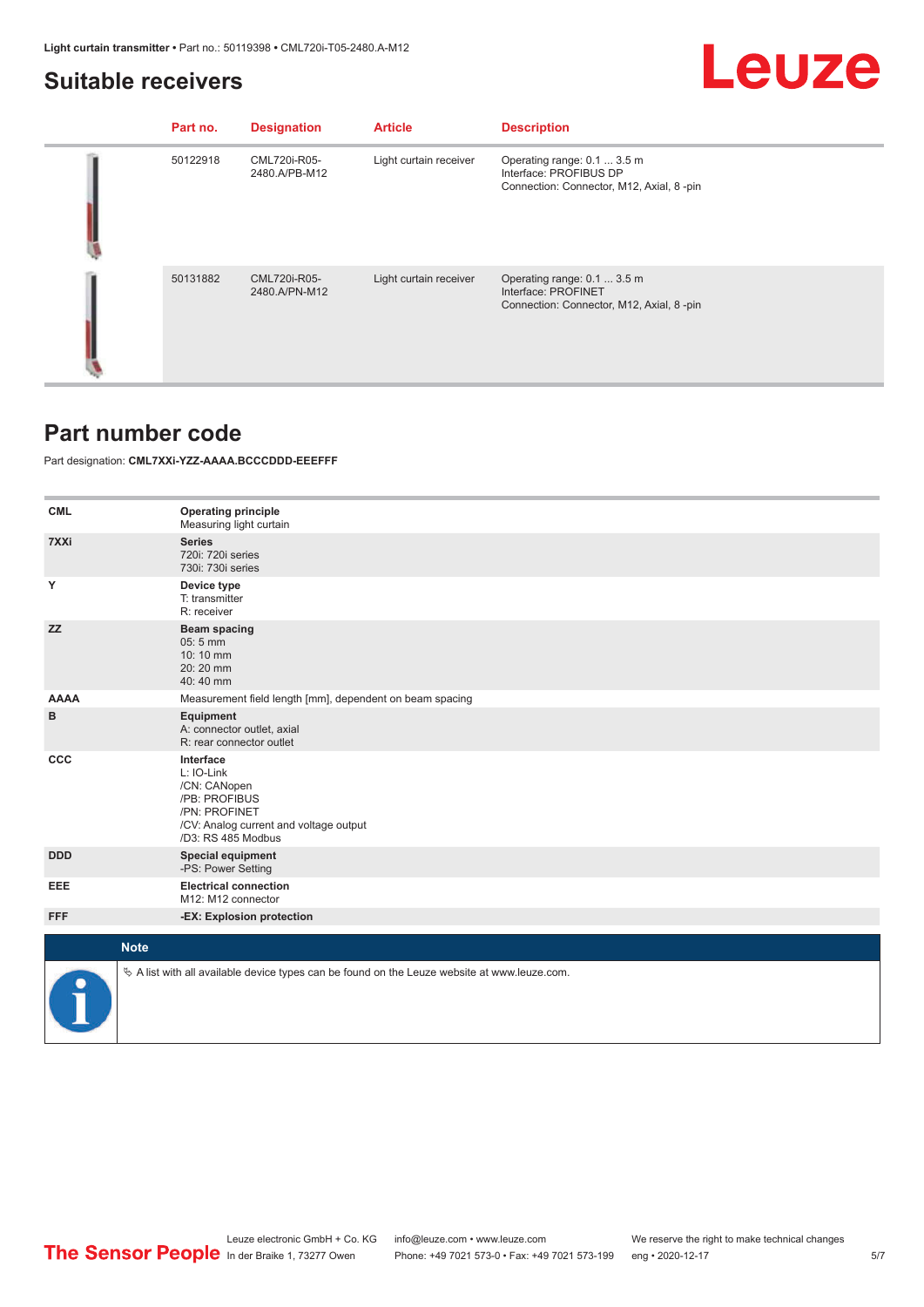## Suitable receivers

| Part no. | Designation | Article | Description |
|---|---|---|---|
| 50122918 | CML720i-R05-2480.A/PB-M12 | Light curtain receiver | Operating range: 0.1 ... 3.5 m<br>Interface: PROFIBUS DP<br>Connection: Connector, M12, Axial, 8 -pin |
| 50131882 | CML720i-R05-2480.A/PN-M12 | Light curtain receiver | Operating range: 0.1 ... 3.5 m<br>Interface: PROFINET<br>Connection: Connector, M12, Axial, 8 -pin |

## Part number code

Part designation: **CML7XXi-YZZ-AAAA.BCCCDDD-EEEFFF**

| | |
|---|---|
| **CML** | **Operating principle**<br>Measuring light curtain |
| **7XXi** | **Series**<br>720i: 720i series<br>730i: 730i series |
| **Y** | **Device type**<br>T: transmitter<br>R: receiver |
| **ZZ** | **Beam spacing**<br>05: 5 mm<br>10: 10 mm<br>20: 20 mm<br>40: 40 mm |
| **AAAA** | Measurement field length [mm], dependent on beam spacing |
| **B** | **Equipment**<br>A: connector outlet, axial<br>R: rear connector outlet |
| **CCC** | **Interface**<br>L: IO-Link<br>/CN: CANopen<br>/PB: PROFIBUS<br>/PN: PROFINET<br>/CV: Analog current and voltage output<br>/D3: RS 485 Modbus |
| **DDD** | **Special equipment**<br>-PS: Power Setting |
| **EEE** | **Electrical connection**<br>M12: M12 connector |
| **FFF** | **-EX: Explosion protection** |

**Note**

✎ A list with all available device types can be found on the Leuze website at www.leuze.com.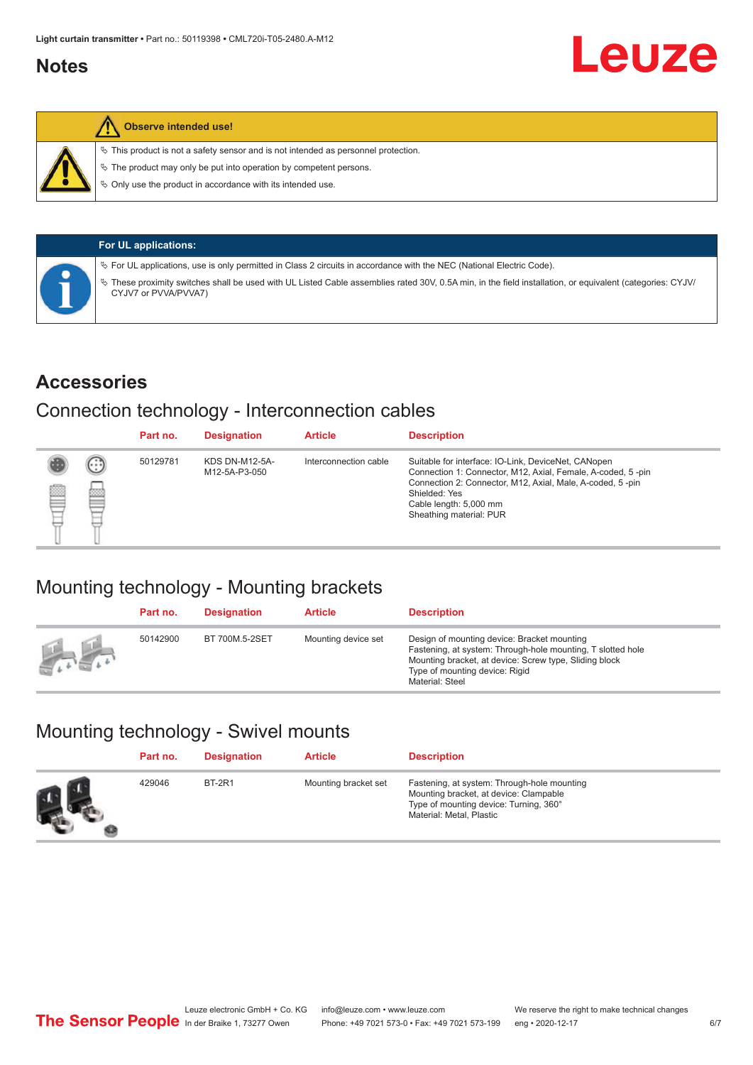## Notes

**Observe intended use!**

- ✎ This product is not a safety sensor and is not intended as personnel protection.
- ✎ The product may only be put into operation by competent persons.
- ✎ Only use the product in accordance with its intended use.

**For UL applications:**

- ✎ For UL applications, use is only permitted in Class 2 circuits in accordance with the NEC (National Electric Code).
- ✎ These proximity switches shall be used with UL Listed Cable assemblies rated 30V, 0.5A min, in the field installation, or equivalent (categories: CYJV/ CYJV7 or PVVA/PVVA7)

## Accessories

### Connection technology - Interconnection cables

| Part no. | Designation | Article | Description |
|---|---|---|---|
| 50129781 | KDS DN-M12-5A-M12-5A-P3-050 | Interconnection cable | Suitable for interface: IO-Link, DeviceNet, CANopen<br>Connection 1: Connector, M12, Axial, Female, A-coded, 5 -pin<br>Connection 2: Connector, M12, Axial, Male, A-coded, 5 -pin<br>Shielded: Yes<br>Cable length: 5,000 mm<br>Sheathing material: PUR |

### Mounting technology - Mounting brackets

| Part no. | Designation | Article | Description |
|---|---|---|---|
| 50142900 | BT 700M.5-2SET | Mounting device set | Design of mounting device: Bracket mounting<br>Fastening, at system: Through-hole mounting, T slotted hole<br>Mounting bracket, at device: Screw type, Sliding block<br>Type of mounting device: Rigid<br>Material: Steel |

### Mounting technology - Swivel mounts

| Part no. | Designation | Article | Description |
|---|---|---|---|
| 429046 | BT-2R1 | Mounting bracket set | Fastening, at system: Through-hole mounting<br>Mounting bracket, at device: Clampable<br>Type of mounting device: Turning, 360°<br>Material: Metal, Plastic |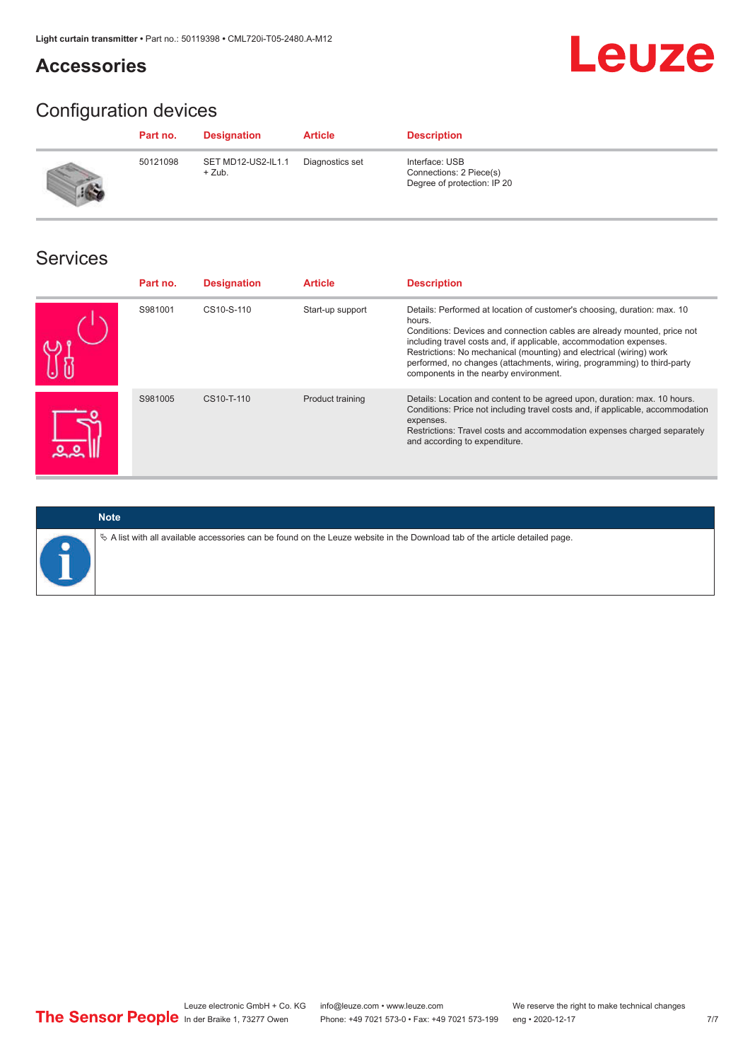## Accessories

### Configuration devices

| | Part no. | Designation | Article | Description |
|---|---|---|---|---|
| | 50121098 | SET MD12-US2-IL1.1 + Zub. | Diagnostics set | Interface: USB<br>Connections: 2 Piece(s)<br>Degree of protection: IP 20 |

### Services

| | Part no. | Designation | Article | Description |
|---|---|---|---|---|
| | S981001 | CS10-S-110 | Start-up support | Details: Performed at location of customer's choosing, duration: max. 10 hours.<br>Conditions: Devices and connection cables are already mounted, price not including travel costs and, if applicable, accommodation expenses.<br>Restrictions: No mechanical (mounting) and electrical (wiring) work performed, no changes (attachments, wiring, programming) to third-party components in the nearby environment. |
| | S981005 | CS10-T-110 | Product training | Details: Location and content to be agreed upon, duration: max. 10 hours.<br>Conditions: Price not including travel costs and, if applicable, accommodation expenses.<br>Restrictions: Travel costs and accommodation expenses charged separately and according to expenditure. |

**Note**

↳ A list with all available accessories can be found on the Leuze website in the Download tab of the article detailed page.